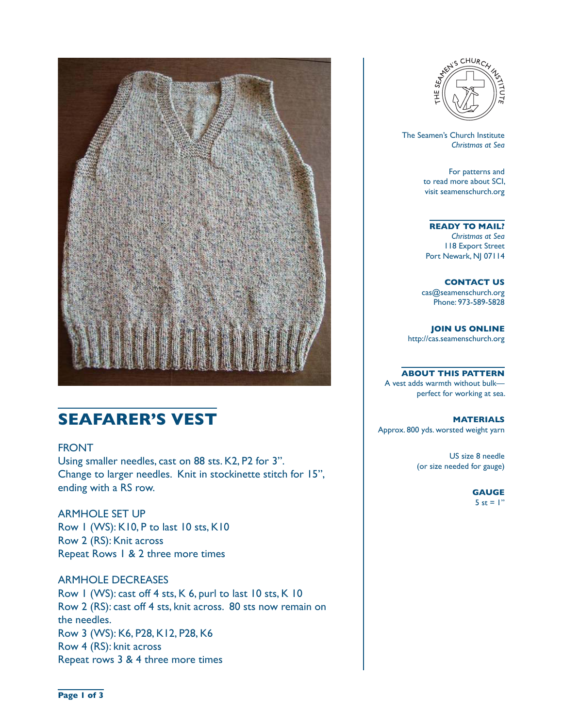# SEAFARER'S VEST

FRONT

Using smaller needles, cast on 88 sts. K2, P2 for 3".
Change to larger needles. Knit in stockinette stitch for 15", ending with a RS row.

ARMHOLE SET UP

Row 1 (WS): K10, P to last 10 sts, K10
Row 2 (RS): Knit across
Repeat Rows 1 & 2 three more times

ARMHOLE DECREASES

Row 1 (WS): cast off 4 sts, K 6, purl to last 10 sts, K 10
Row 2 (RS): cast off 4 sts, knit across. 80 sts now remain on the needles.
Row 3 (WS): K6, P28, K12, P28, K6
Row 4 (RS): knit across
Repeat rows 3 & 4 three more times

The Seamen's Church Institute
*Christmas at Sea*

For patterns and to read more about SCI, visit seamenschurch.org

**READY TO MAIL?**
*Christmas at Sea*
118 Export Street
Port Newark, NJ 07114

**CONTACT US**
cas@seamenschurch.org
Phone: 973-589-5828

**JOIN US ONLINE**
http://cas.seamenschurch.org

**ABOUT THIS PATTERN**
A vest adds warmth without bulk—perfect for working at sea.

**MATERIALS**
Approx. 800 yds. worsted weight yarn

US size 8 needle
(or size needed for gauge)

**GAUGE**
5 st = 1"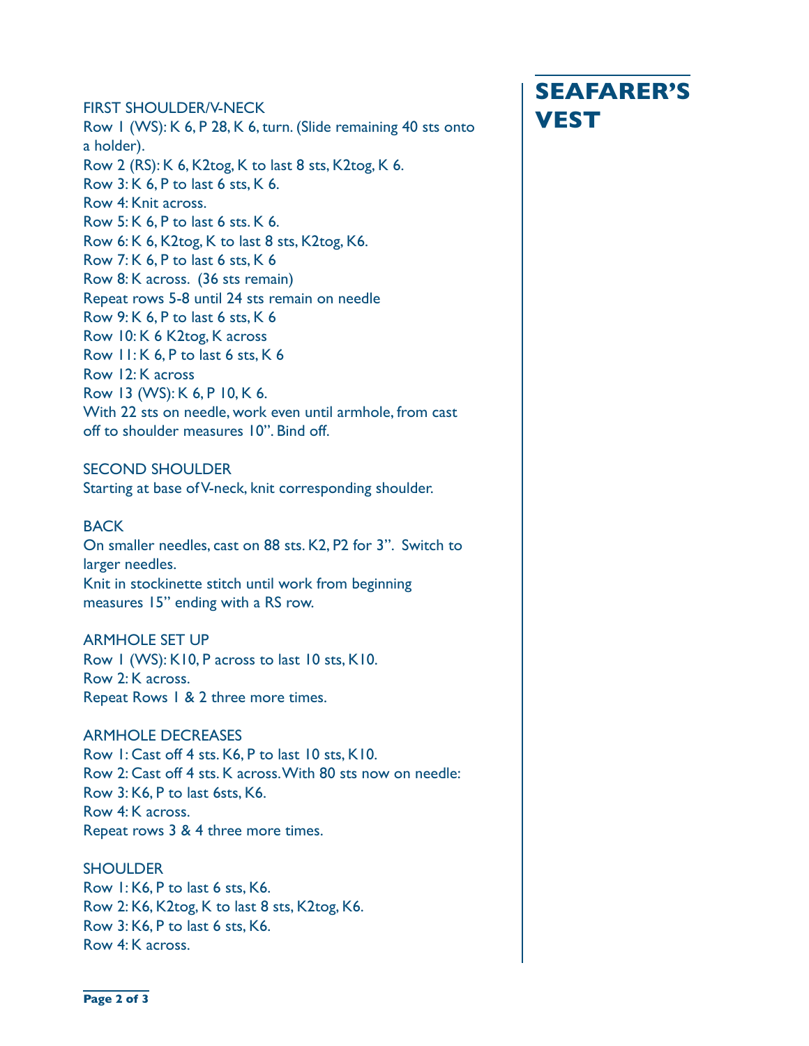# SEAFARER'S VEST

## FIRST SHOULDER/V-NECK

Row 1 (WS): K 6, P 28, K 6, turn. (Slide remaining 40 sts onto a holder).
Row 2 (RS): K 6, K2tog, K to last 8 sts, K2tog, K 6.
Row 3: K 6, P to last 6 sts, K 6.
Row 4: Knit across.
Row 5: K 6, P to last 6 sts. K 6.
Row 6: K 6, K2tog, K to last 8 sts, K2tog, K6.
Row 7: K 6, P to last 6 sts, K 6
Row 8: K across. (36 sts remain)
Repeat rows 5-8 until 24 sts remain on needle
Row 9: K 6, P to last 6 sts, K 6
Row 10: K 6 K2tog, K across
Row 11: K 6, P to last 6 sts, K 6
Row 12: K across
Row 13 (WS): K 6, P 10, K 6.
With 22 sts on needle, work even until armhole, from cast off to shoulder measures 10". Bind off.

## SECOND SHOULDER

Starting at base of V-neck, knit corresponding shoulder.

## BACK

On smaller needles, cast on 88 sts. K2, P2 for 3". Switch to larger needles.
Knit in stockinette stitch until work from beginning measures 15" ending with a RS row.

## ARMHOLE SET UP

Row 1 (WS): K10, P across to last 10 sts, K10.
Row 2: K across.
Repeat Rows 1 & 2 three more times.

## ARMHOLE DECREASES

Row 1: Cast off 4 sts. K6, P to last 10 sts, K10.
Row 2: Cast off 4 sts. K across. With 80 sts now on needle:
Row 3: K6, P to last 6sts, K6.
Row 4: K across.
Repeat rows 3 & 4 three more times.

## SHOULDER

Row 1: K6, P to last 6 sts, K6.
Row 2: K6, K2tog, K to last 8 sts, K2tog, K6.
Row 3: K6, P to last 6 sts, K6.
Row 4: K across.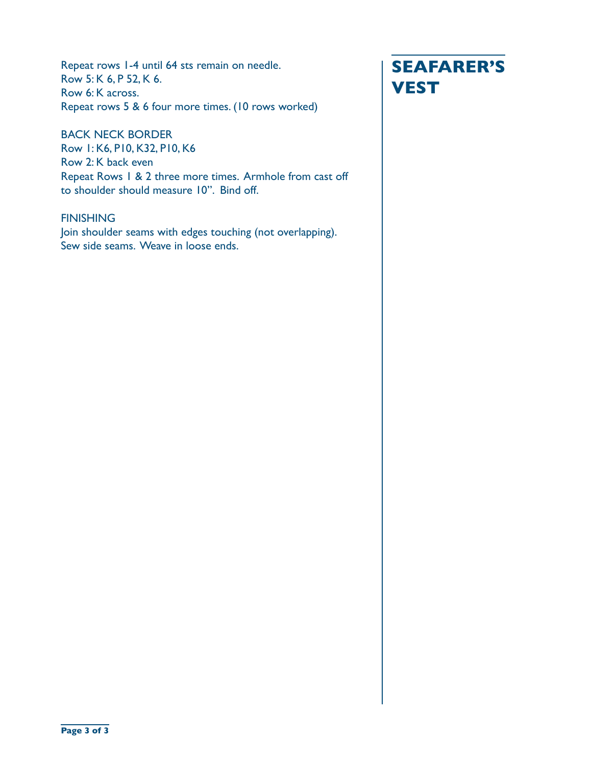Repeat rows 1-4 until 64 sts remain on needle.
Row 5: K 6, P 52, K 6.
Row 6: K across.
Repeat rows 5 & 6 four more times. (10 rows worked)

BACK NECK BORDER
Row 1: K6, P10, K32, P10, K6
Row 2: K back even
Repeat Rows 1 & 2 three more times. Armhole from cast off to shoulder should measure 10". Bind off.

FINISHING
Join shoulder seams with edges touching (not overlapping). Sew side seams. Weave in loose ends.